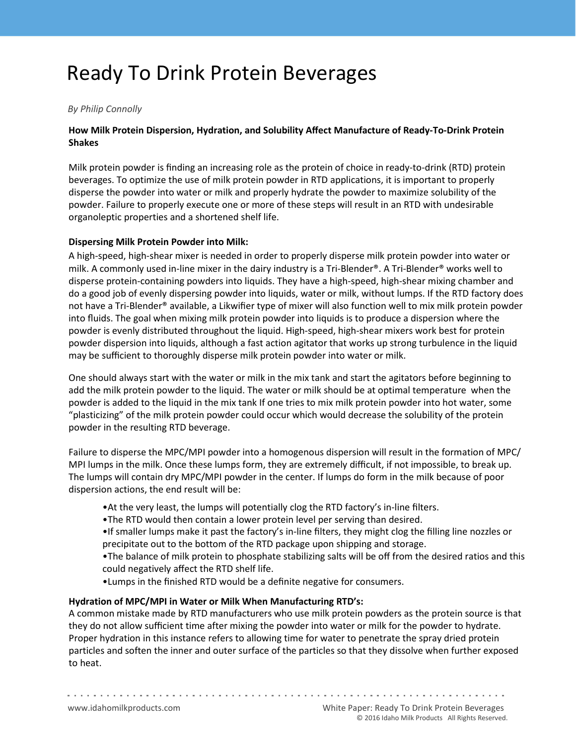# Ready To Drink Protein Beverages

*By Philip Connolly*

**How Milk Protein Dispersion, Hydration, and Solubility Affect Manufacture of Ready-To-Drink Protein Shakes**

Milk protein powder is finding an increasing role as the protein of choice in ready-to-drink (RTD) protein beverages. To optimize the use of milk protein powder in RTD applications, it is important to properly disperse the powder into water or milk and properly hydrate the powder to maximize solubility of the powder. Failure to properly execute one or more of these steps will result in an RTD with undesirable organoleptic properties and a shortened shelf life.

**Dispersing Milk Protein Powder into Milk:**

A high-speed, high-shear mixer is needed in order to properly disperse milk protein powder into water or milk. A commonly used in-line mixer in the dairy industry is a Tri-Blender®. A Tri-Blender® works well to disperse protein-containing powders into liquids. They have a high-speed, high-shear mixing chamber and do a good job of evenly dispersing powder into liquids, water or milk, without lumps. If the RTD factory does not have a Tri-Blender® available, a Likwifier type of mixer will also function well to mix milk protein powder into fluids. The goal when mixing milk protein powder into liquids is to produce a dispersion where the powder is evenly distributed throughout the liquid. High-speed, high-shear mixers work best for protein powder dispersion into liquids, although a fast action agitator that works up strong turbulence in the liquid may be sufficient to thoroughly disperse milk protein powder into water or milk.

One should always start with the water or milk in the mix tank and start the agitators before beginning to add the milk protein powder to the liquid. The water or milk should be at optimal temperature when the powder is added to the liquid in the mix tank If one tries to mix milk protein powder into hot water, some "plasticizing" of the milk protein powder could occur which would decrease the solubility of the protein powder in the resulting RTD beverage.

Failure to disperse the MPC/MPI powder into a homogenous dispersion will result in the formation of MPC/MPI lumps in the milk. Once these lumps form, they are extremely difficult, if not impossible, to break up. The lumps will contain dry MPC/MPI powder in the center. If lumps do form in the milk because of poor dispersion actions, the end result will be:

- At the very least, the lumps will potentially clog the RTD factory's in-line filters.
- The RTD would then contain a lower protein level per serving than desired.
- If smaller lumps make it past the factory's in-line filters, they might clog the filling line nozzles or precipitate out to the bottom of the RTD package upon shipping and storage.
- The balance of milk protein to phosphate stabilizing salts will be off from the desired ratios and this could negatively affect the RTD shelf life.
- Lumps in the finished RTD would be a definite negative for consumers.

**Hydration of MPC/MPI in Water or Milk When Manufacturing RTD's:**

A common mistake made by RTD manufacturers who use milk protein powders as the protein source is that they do not allow sufficient time after mixing the powder into water or milk for the powder to hydrate. Proper hydration in this instance refers to allowing time for water to penetrate the spray dried protein particles and soften the inner and outer surface of the particles so that they dissolve when further exposed to heat.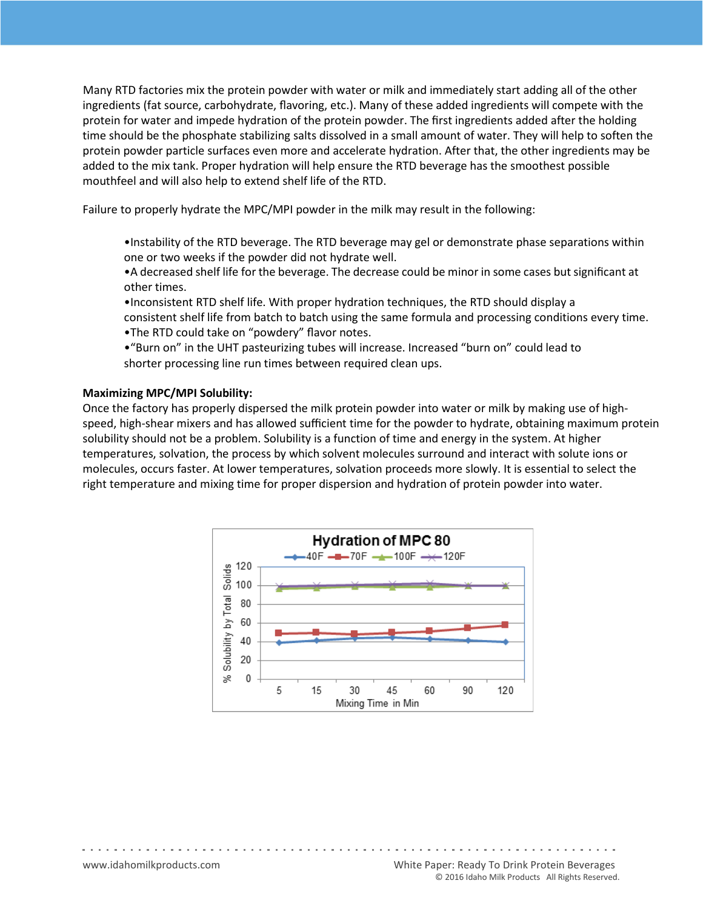Many RTD factories mix the protein powder with water or milk and immediately start adding all of the other ingredients (fat source, carbohydrate, flavoring, etc.). Many of these added ingredients will compete with the protein for water and impede hydration of the protein powder. The first ingredients added after the holding time should be the phosphate stabilizing salts dissolved in a small amount of water. They will help to soften the protein powder particle surfaces even more and accelerate hydration. After that, the other ingredients may be added to the mix tank. Proper hydration will help ensure the RTD beverage has the smoothest possible mouthfeel and will also help to extend shelf life of the RTD.

Failure to properly hydrate the MPC/MPI powder in the milk may result in the following:

- Instability of the RTD beverage. The RTD beverage may gel or demonstrate phase separations within one or two weeks if the powder did not hydrate well.
- A decreased shelf life for the beverage. The decrease could be minor in some cases but significant at other times.
- Inconsistent RTD shelf life. With proper hydration techniques, the RTD should display a consistent shelf life from batch to batch using the same formula and processing conditions every time.
- The RTD could take on "powdery" flavor notes.
- "Burn on" in the UHT pasteurizing tubes will increase. Increased "burn on" could lead to shorter processing line run times between required clean ups.

**Maximizing MPC/MPI Solubility:**

Once the factory has properly dispersed the milk protein powder into water or milk by making use of high-speed, high-shear mixers and has allowed sufficient time for the powder to hydrate, obtaining maximum protein solubility should not be a problem. Solubility is a function of time and energy in the system. At higher temperatures, solvation, the process by which solvent molecules surround and interact with solute ions or molecules, occurs faster. At lower temperatures, solvation proceeds more slowly. It is essential to select the right temperature and mixing time for proper dispersion and hydration of protein powder into water.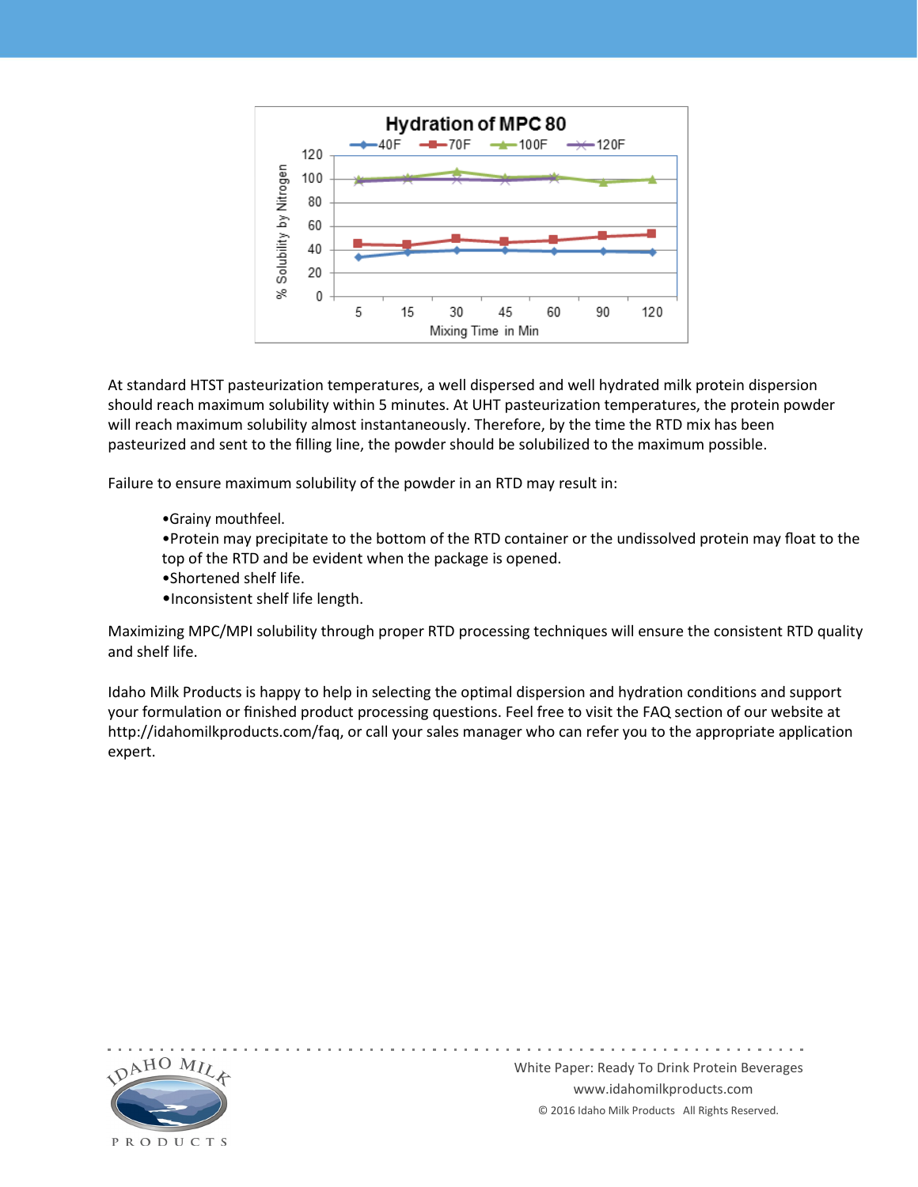Hydration of MPC 80

40F
70F
100F
120F

% Solubility by Nitrogen

120
100
80
60
40
20
0

5
15
30
45
60
90
120

Mixing Time in Min

At standard HTST pasteurization temperatures, a well dispersed and well hydrated milk protein dispersion should reach maximum solubility within 5 minutes. At UHT pasteurization temperatures, the protein powder will reach maximum solubility almost instantaneously. Therefore, by the time the RTD mix has been pasteurized and sent to the filling line, the powder should be solubilized to the maximum possible.

Failure to ensure maximum solubility of the powder in an RTD may result in:

- Grainy mouthfeel.
- Protein may precipitate to the bottom of the RTD container or the undissolved protein may float to the top of the RTD and be evident when the package is opened.
- Shortened shelf life.
- Inconsistent shelf life length.

Maximizing MPC/MPI solubility through proper RTD processing techniques will ensure the consistent RTD quality and shelf life.

Idaho Milk Products is happy to help in selecting the optimal dispersion and hydration conditions and support your formulation or finished product processing questions. Feel free to visit the FAQ section of our website at http://idahomilkproducts.com/faq, or call your sales manager who can refer you to the appropriate application expert.